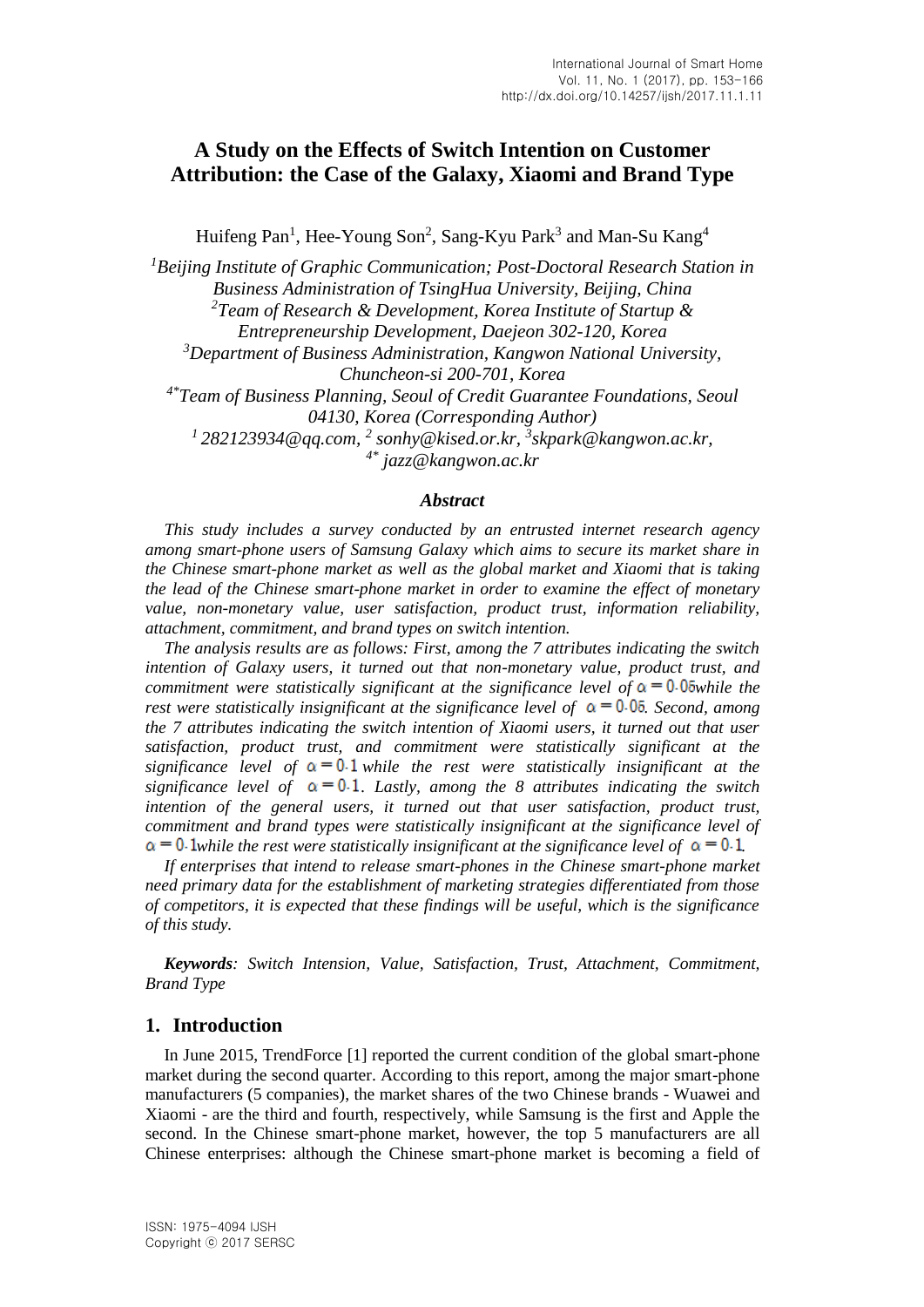# A Study on the Effects of Switch Intention on Customer Attribution: the Case of the Galaxy, Xiaomi and Brand Type

Huifeng Pan[1], Hee-Young Son[2], Sang-Kyu Park[3] and Man-Su Kang[4]

[1]*Beijing Institute of Graphic Communication; Post-Doctoral Research Station in Business Administration of TsingHua University, Beijing, China*
[2]*Team of Research & Development, Korea Institute of Startup & Entrepreneurship Development, Daejeon 302-120, Korea*
[3]*Department of Business Administration, Kangwon National University, Chuncheon-si 200-701, Korea*
[4*]*Team of Business Planning, Seoul of Credit Guarantee Foundations, Seoul 04130, Korea (Corresponding Author)*
[1] *282123934@qq.com,* [2] *sonhy@kised.or.kr,* [3]*skpark@kangwon.ac.kr,*
[4*] *jazz@kangwon.ac.kr*

### *Abstract*

*This study includes a survey conducted by an entrusted internet research agency among smart-phone users of Samsung Galaxy which aims to secure its market share in the Chinese smart-phone market as well as the global market and Xiaomi that is taking the lead of the Chinese smart-phone market in order to examine the effect of monetary value, non-monetary value, user satisfaction, product trust, information reliability, attachment, commitment, and brand types on switch intention.*

*The analysis results are as follows: First, among the 7 attributes indicating the switch intention of Galaxy users, it turned out that non-monetary value, product trust, and commitment were statistically significant at the significance level of $\alpha = 0.05$ while the rest were statistically insignificant at the significance level of $\alpha = 0.05$. Second, among the 7 attributes indicating the switch intention of Xiaomi users, it turned out that user satisfaction, product trust, and commitment were statistically significant at the significance level of $\alpha = 0.1$ while the rest were statistically insignificant at the significance level of $\alpha = 0.1$. Lastly, among the 8 attributes indicating the switch intention of the general users, it turned out that user satisfaction, product trust, commitment and brand types were statistically insignificant at the significance level of $\alpha = 0.1$ while the rest were statistically insignificant at the significance level of $\alpha = 0.1$.*

*If enterprises that intend to release smart-phones in the Chinese smart-phone market need primary data for the establishment of marketing strategies differentiated from those of competitors, it is expected that these findings will be useful, which is the significance of this study.*

***Keywords****: Switch Intension, Value, Satisfaction, Trust, Attachment, Commitment, Brand Type*

## 1. Introduction

In June 2015, TrendForce [1] reported the current condition of the global smart-phone market during the second quarter. According to this report, among the major smart-phone manufacturers (5 companies), the market shares of the two Chinese brands - Wuawei and Xiaomi - are the third and fourth, respectively, while Samsung is the first and Apple the second. In the Chinese smart-phone market, however, the top 5 manufacturers are all Chinese enterprises: although the Chinese smart-phone market is becoming a field of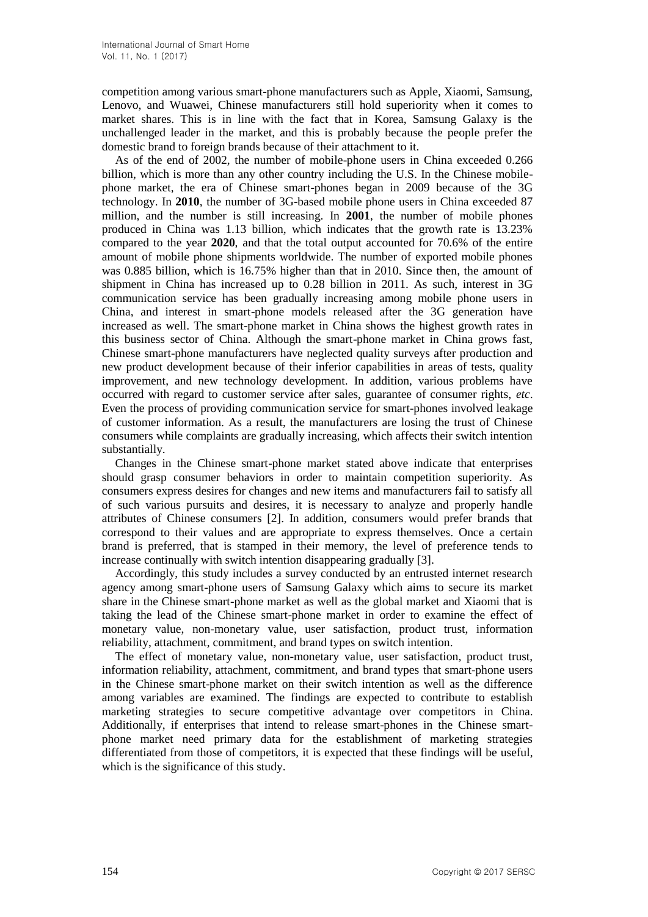competition among various smart-phone manufacturers such as Apple, Xiaomi, Samsung, Lenovo, and Wuawei, Chinese manufacturers still hold superiority when it comes to market shares. This is in line with the fact that in Korea, Samsung Galaxy is the unchallenged leader in the market, and this is probably because the people prefer the domestic brand to foreign brands because of their attachment to it.

As of the end of 2002, the number of mobile-phone users in China exceeded 0.266 billion, which is more than any other country including the U.S. In the Chinese mobile-phone market, the era of Chinese smart-phones began in 2009 because of the 3G technology. In **2010**, the number of 3G-based mobile phone users in China exceeded 87 million, and the number is still increasing. In **2001**, the number of mobile phones produced in China was 1.13 billion, which indicates that the growth rate is 13.23% compared to the year **2020**, and that the total output accounted for 70.6% of the entire amount of mobile phone shipments worldwide. The number of exported mobile phones was 0.885 billion, which is 16.75% higher than that in 2010. Since then, the amount of shipment in China has increased up to 0.28 billion in 2011. As such, interest in 3G communication service has been gradually increasing among mobile phone users in China, and interest in smart-phone models released after the 3G generation have increased as well. The smart-phone market in China shows the highest growth rates in this business sector of China. Although the smart-phone market in China grows fast, Chinese smart-phone manufacturers have neglected quality surveys after production and new product development because of their inferior capabilities in areas of tests, quality improvement, and new technology development. In addition, various problems have occurred with regard to customer service after sales, guarantee of consumer rights, *etc*. Even the process of providing communication service for smart-phones involved leakage of customer information. As a result, the manufacturers are losing the trust of Chinese consumers while complaints are gradually increasing, which affects their switch intention substantially.

Changes in the Chinese smart-phone market stated above indicate that enterprises should grasp consumer behaviors in order to maintain competition superiority. As consumers express desires for changes and new items and manufacturers fail to satisfy all of such various pursuits and desires, it is necessary to analyze and properly handle attributes of Chinese consumers [2]. In addition, consumers would prefer brands that correspond to their values and are appropriate to express themselves. Once a certain brand is preferred, that is stamped in their memory, the level of preference tends to increase continually with switch intention disappearing gradually [3].

Accordingly, this study includes a survey conducted by an entrusted internet research agency among smart-phone users of Samsung Galaxy which aims to secure its market share in the Chinese smart-phone market as well as the global market and Xiaomi that is taking the lead of the Chinese smart-phone market in order to examine the effect of monetary value, non-monetary value, user satisfaction, product trust, information reliability, attachment, commitment, and brand types on switch intention.

The effect of monetary value, non-monetary value, user satisfaction, product trust, information reliability, attachment, commitment, and brand types that smart-phone users in the Chinese smart-phone market on their switch intention as well as the difference among variables are examined. The findings are expected to contribute to establish marketing strategies to secure competitive advantage over competitors in China. Additionally, if enterprises that intend to release smart-phones in the Chinese smart-phone market need primary data for the establishment of marketing strategies differentiated from those of competitors, it is expected that these findings will be useful, which is the significance of this study.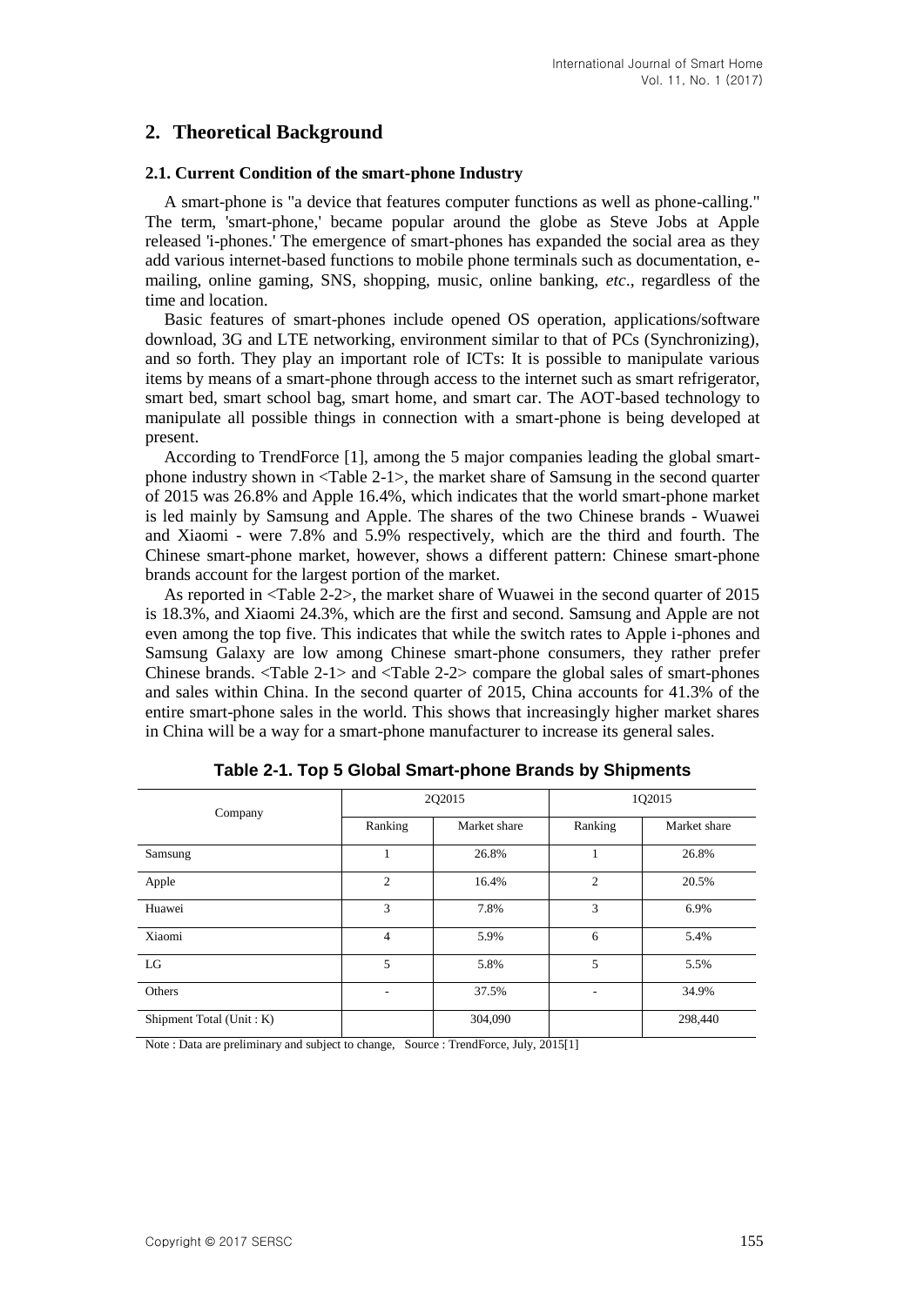## 2. Theoretical Background

### 2.1. Current Condition of the smart-phone Industry

A smart-phone is "a device that features computer functions as well as phone-calling." The term, 'smart-phone,' became popular around the globe as Steve Jobs at Apple released 'i-phones.' The emergence of smart-phones has expanded the social area as they add various internet-based functions to mobile phone terminals such as documentation, e-mailing, online gaming, SNS, shopping, music, online banking, *etc*., regardless of the time and location.

Basic features of smart-phones include opened OS operation, applications/software download, 3G and LTE networking, environment similar to that of PCs (Synchronizing), and so forth. They play an important role of ICTs: It is possible to manipulate various items by means of a smart-phone through access to the internet such as smart refrigerator, smart bed, smart school bag, smart home, and smart car. The AOT-based technology to manipulate all possible things in connection with a smart-phone is being developed at present.

According to TrendForce [1], among the 5 major companies leading the global smart-phone industry shown in <Table 2-1>, the market share of Samsung in the second quarter of 2015 was 26.8% and Apple 16.4%, which indicates that the world smart-phone market is led mainly by Samsung and Apple. The shares of the two Chinese brands - Wuawei and Xiaomi - were 7.8% and 5.9% respectively, which are the third and fourth. The Chinese smart-phone market, however, shows a different pattern: Chinese smart-phone brands account for the largest portion of the market.

As reported in <Table 2-2>, the market share of Wuawei in the second quarter of 2015 is 18.3%, and Xiaomi 24.3%, which are the first and second. Samsung and Apple are not even among the top five. This indicates that while the switch rates to Apple i-phones and Samsung Galaxy are low among Chinese smart-phone consumers, they rather prefer Chinese brands. <Table 2-1> and <Table 2-2> compare the global sales of smart-phones and sales within China. In the second quarter of 2015, China accounts for 41.3% of the entire smart-phone sales in the world. This shows that increasingly higher market shares in China will be a way for a smart-phone manufacturer to increase its general sales.

**Table 2-1. Top 5 Global Smart-phone Brands by Shipments**

| Company | 2Q2015 | | 1Q2015 | |
|---|---|---|---|---|
| | Ranking | Market share | Ranking | Market share |
| Samsung | 1 | 26.8% | 1 | 26.8% |
| Apple | 2 | 16.4% | 2 | 20.5% |
| Huawei | 3 | 7.8% | 3 | 6.9% |
| Xiaomi | 4 | 5.9% | 6 | 5.4% |
| LG | 5 | 5.8% | 5 | 5.5% |
| Others | - | 37.5% | - | 34.9% |
| Shipment Total (Unit : K) | | 304,090 | | 298,440 |

Note : Data are preliminary and subject to change, Source : TrendForce, July, 2015[1]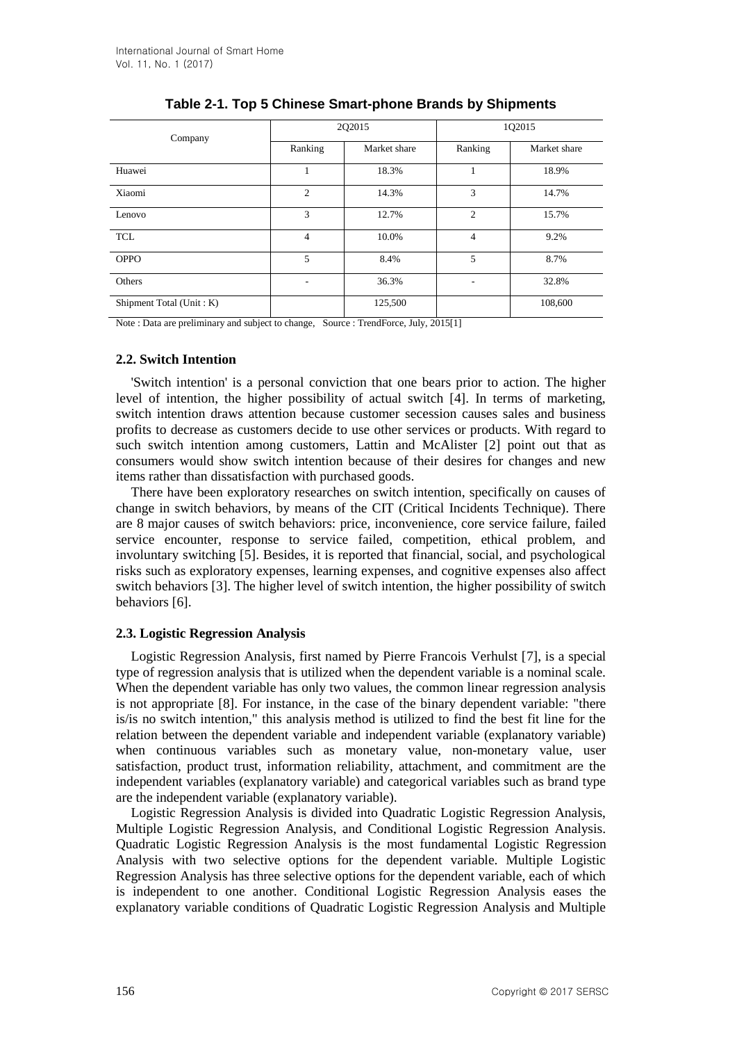**Table 2-1. Top 5 Chinese Smart-phone Brands by Shipments**

| Company | 2Q2015 | | 1Q2015 | |
|---|---|---|---|---|
| | Ranking | Market share | Ranking | Market share |
| Huawei | 1 | 18.3% | 1 | 18.9% |
| Xiaomi | 2 | 14.3% | 3 | 14.7% |
| Lenovo | 3 | 12.7% | 2 | 15.7% |
| TCL | 4 | 10.0% | 4 | 9.2% |
| OPPO | 5 | 8.4% | 5 | 8.7% |
| Others | - | 36.3% | - | 32.8% |
| Shipment Total (Unit : K) | | 125,500 | | 108,600 |

Note : Data are preliminary and subject to change, Source : TrendForce, July, 2015[1]

### 2.2. Switch Intention

'Switch intention' is a personal conviction that one bears prior to action. The higher level of intention, the higher possibility of actual switch [4]. In terms of marketing, switch intention draws attention because customer secession causes sales and business profits to decrease as customers decide to use other services or products. With regard to such switch intention among customers, Lattin and McAlister [2] point out that as consumers would show switch intention because of their desires for changes and new items rather than dissatisfaction with purchased goods.

There have been exploratory researches on switch intention, specifically on causes of change in switch behaviors, by means of the CIT (Critical Incidents Technique). There are 8 major causes of switch behaviors: price, inconvenience, core service failure, failed service encounter, response to service failed, competition, ethical problem, and involuntary switching [5]. Besides, it is reported that financial, social, and psychological risks such as exploratory expenses, learning expenses, and cognitive expenses also affect switch behaviors [3]. The higher level of switch intention, the higher possibility of switch behaviors [6].

### 2.3. Logistic Regression Analysis

Logistic Regression Analysis, first named by Pierre Francois Verhulst [7], is a special type of regression analysis that is utilized when the dependent variable is a nominal scale. When the dependent variable has only two values, the common linear regression analysis is not appropriate [8]. For instance, in the case of the binary dependent variable: "there is/is no switch intention," this analysis method is utilized to find the best fit line for the relation between the dependent variable and independent variable (explanatory variable) when continuous variables such as monetary value, non-monetary value, user satisfaction, product trust, information reliability, attachment, and commitment are the independent variables (explanatory variable) and categorical variables such as brand type are the independent variable (explanatory variable).

Logistic Regression Analysis is divided into Quadratic Logistic Regression Analysis, Multiple Logistic Regression Analysis, and Conditional Logistic Regression Analysis. Quadratic Logistic Regression Analysis is the most fundamental Logistic Regression Analysis with two selective options for the dependent variable. Multiple Logistic Regression Analysis has three selective options for the dependent variable, each of which is independent to one another. Conditional Logistic Regression Analysis eases the explanatory variable conditions of Quadratic Logistic Regression Analysis and Multiple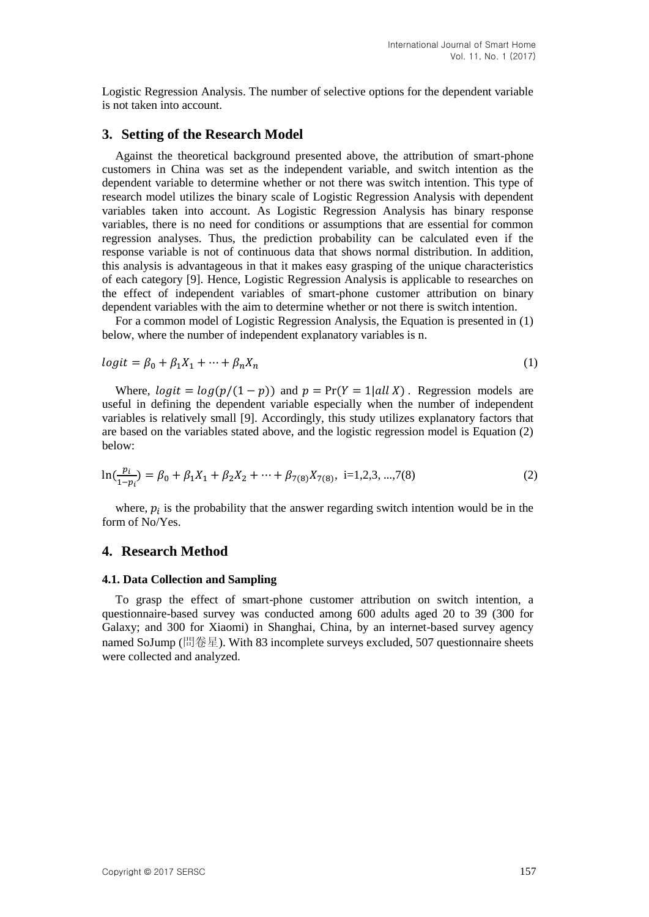Logistic Regression Analysis. The number of selective options for the dependent variable is not taken into account.

## 3. Setting of the Research Model

Against the theoretical background presented above, the attribution of smart-phone customers in China was set as the independent variable, and switch intention as the dependent variable to determine whether or not there was switch intention. This type of research model utilizes the binary scale of Logistic Regression Analysis with dependent variables taken into account. As Logistic Regression Analysis has binary response variables, there is no need for conditions or assumptions that are essential for common regression analyses. Thus, the prediction probability can be calculated even if the response variable is not of continuous data that shows normal distribution. In addition, this analysis is advantageous in that it makes easy grasping of the unique characteristics of each category [9]. Hence, Logistic Regression Analysis is applicable to researches on the effect of independent variables of smart-phone customer attribution on binary dependent variables with the aim to determine whether or not there is switch intention.

For a common model of Logistic Regression Analysis, the Equation is presented in (1) below, where the number of independent explanatory variables is n.

$$logit = \beta_0 + \beta_1 X_1 + \cdots + \beta_n X_n \tag{1}$$

Where, $logit = log(p/(1-p))$ and $p = \Pr(Y = 1|all\ X)$. Regression models are useful in defining the dependent variable especially when the number of independent variables is relatively small [9]. Accordingly, this study utilizes explanatory factors that are based on the variables stated above, and the logistic regression model is Equation (2) below:

$$\ln(\frac{p_i}{1-p_i}) = \beta_0 + \beta_1 X_1 + \beta_2 X_2 + \cdots + \beta_{7(8)} X_{7(8)},\ \text{i=1,2,3, ...,7(8)} \tag{2}$$

where, $p_i$ is the probability that the answer regarding switch intention would be in the form of No/Yes.

## 4. Research Method

### 4.1. Data Collection and Sampling

To grasp the effect of smart-phone customer attribution on switch intention, a questionnaire-based survey was conducted among 600 adults aged 20 to 39 (300 for Galaxy; and 300 for Xiaomi) in Shanghai, China, by an internet-based survey agency named SoJump (問卷星). With 83 incomplete surveys excluded, 507 questionnaire sheets were collected and analyzed.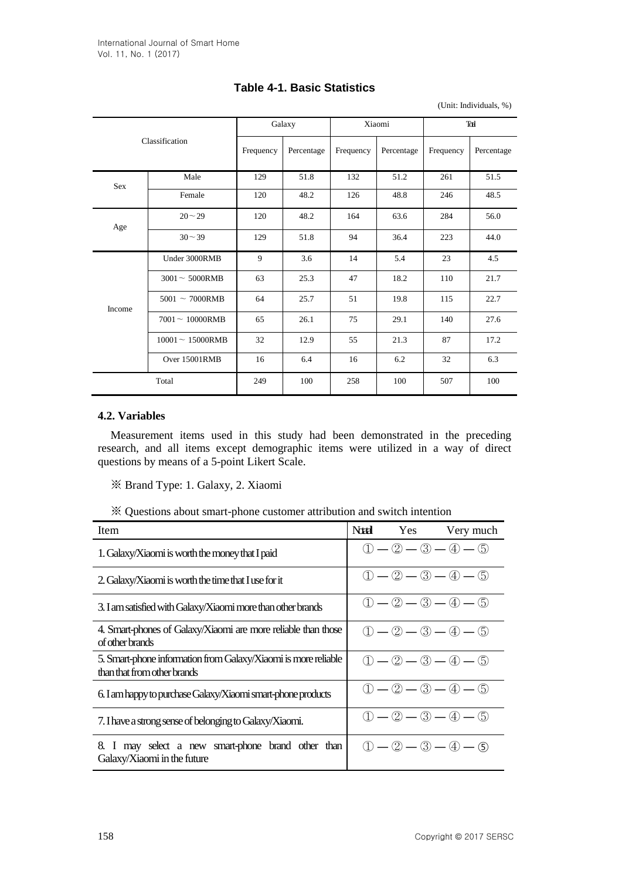**Table 4-1. Basic Statistics**

(Unit: Individuals, %)

| Classification | | Galaxy | | Xiaomi | | Total | |
|---|---|---|---|---|---|---|---|
| | | Frequency | Percentage | Frequency | Percentage | Frequency | Percentage |
| Sex | Male | 129 | 51.8 | 132 | 51.2 | 261 | 51.5 |
| | Female | 120 | 48.2 | 126 | 48.8 | 246 | 48.5 |
| Age | 20～29 | 120 | 48.2 | 164 | 63.6 | 284 | 56.0 |
| | 30～39 | 129 | 51.8 | 94 | 36.4 | 223 | 44.0 |
| Income | Under 3000RMB | 9 | 3.6 | 14 | 5.4 | 23 | 4.5 |
| | 3001～ 5000RMB | 63 | 25.3 | 47 | 18.2 | 110 | 21.7 |
| | 5001 ～ 7000RMB | 64 | 25.7 | 51 | 19.8 | 115 | 22.7 |
| | 7001～ 10000RMB | 65 | 26.1 | 75 | 29.1 | 140 | 27.6 |
| | 10001～ 15000RMB | 32 | 12.9 | 55 | 21.3 | 87 | 17.2 |
| | Over 15001RMB | 16 | 6.4 | 16 | 6.2 | 32 | 6.3 |
| Total | | 249 | 100 | 258 | 100 | 507 | 100 |

### 4.2. Variables

Measurement items used in this study had been demonstrated in the preceding research, and all items except demographic items were utilized in a way of direct questions by means of a 5-point Likert Scale.

※ Brand Type: 1. Galaxy, 2. Xiaomi

※ Questions about smart-phone customer attribution and switch intention

| Item | Not at all　　Yes　　Very much |
|---|---|
| 1. Galaxy/Xiaomi is worth the money that I paid | ① — ② — ③ — ④ — ⑤ |
| 2. Galaxy/Xiaomi is worth the time that I use for it | ① — ② — ③ — ④ — ⑤ |
| 3. I am satisfied with Galaxy/Xiaomi more than other brands | ① — ② — ③ — ④ — ⑤ |
| 4. Smart-phones of Galaxy/Xiaomi are more reliable than those of other brands | ① — ② — ③ — ④ — ⑤ |
| 5. Smart-phone information from Galaxy/Xiaomi is more reliable than that from other brands | ① — ② — ③ — ④ — ⑤ |
| 6. I am happy to purchase Galaxy/Xiaomi smart-phone products | ① — ② — ③ — ④ — ⑤ |
| 7. I have a strong sense of belonging to Galaxy/Xiaomi. | ① — ② — ③ — ④ — ⑤ |
| 8. I may select a new smart-phone brand other than Galaxy/Xiaomi in the future | ① — ② — ③ — ④ — ⑤ |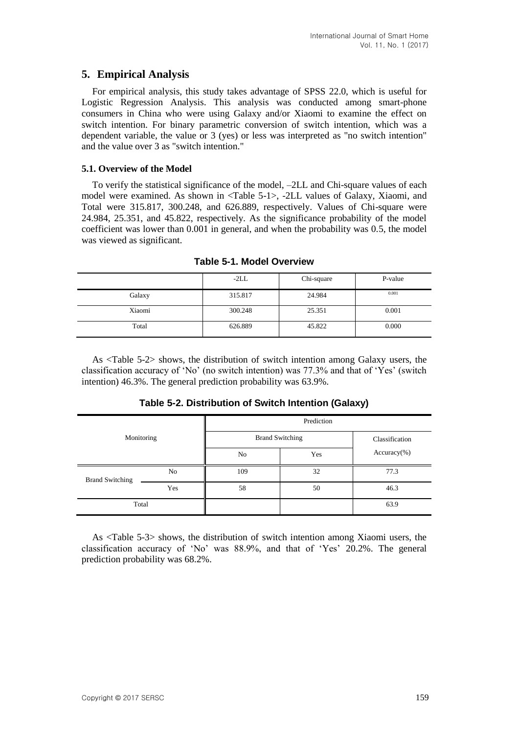## 5. Empirical Analysis

For empirical analysis, this study takes advantage of SPSS 22.0, which is useful for Logistic Regression Analysis. This analysis was conducted among smart-phone consumers in China who were using Galaxy and/or Xiaomi to examine the effect on switch intention. For binary parametric conversion of switch intention, which was a dependent variable, the value or 3 (yes) or less was interpreted as "no switch intention" and the value over 3 as "switch intention."

### 5.1. Overview of the Model

To verify the statistical significance of the model, –2LL and Chi-square values of each model were examined. As shown in <Table 5-1>, -2LL values of Galaxy, Xiaomi, and Total were 315.817, 300.248, and 626.889, respectively. Values of Chi-square were 24.984, 25.351, and 45.822, respectively. As the significance probability of the model coefficient was lower than 0.001 in general, and when the probability was 0.5, the model was viewed as significant.

**Table 5-1. Model Overview**

| | -2LL | Chi-square | P-value |
|---|---|---|---|
| Galaxy | 315.817 | 24.984 | 0.001 |
| Xiaomi | 300.248 | 25.351 | 0.001 |
| Total | 626.889 | 45.822 | 0.000 |

As <Table 5-2> shows, the distribution of switch intention among Galaxy users, the classification accuracy of 'No' (no switch intention) was 77.3% and that of 'Yes' (switch intention) 46.3%. The general prediction probability was 63.9%.

**Table 5-2. Distribution of Switch Intention (Galaxy)**

| Monitoring | | Prediction | | |
|---|---|---|---|---|
| | | Brand Switching | | Classification Accuracy(%) |
| | | No | Yes | |
| Brand Switching | No | 109 | 32 | 77.3 |
| | Yes | 58 | 50 | 46.3 |
| Total | | | | 63.9 |

As <Table 5-3> shows, the distribution of switch intention among Xiaomi users, the classification accuracy of 'No' was 88.9%, and that of 'Yes' 20.2%. The general prediction probability was 68.2%.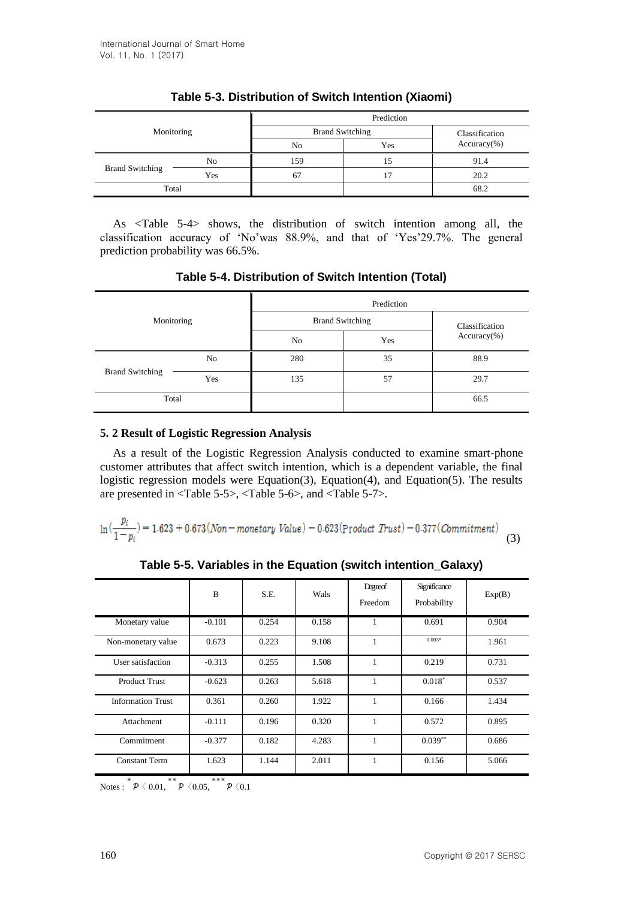**Table 5-3. Distribution of Switch Intention (Xiaomi)**

| Monitoring | | Prediction | | |
|---|---|---|---|---|
| | | Brand Switching | | Classification Accuracy(%) |
| | | No | Yes | |
| Brand Switching | No | 159 | 15 | 91.4 |
| | Yes | 67 | 17 | 20.2 |
| Total | | | | 68.2 |

As <Table 5-4> shows, the distribution of switch intention among all, the classification accuracy of 'No'was 88.9%, and that of 'Yes'29.7%. The general prediction probability was 66.5%.

**Table 5-4. Distribution of Switch Intention (Total)**

| Monitoring | | Prediction | | |
|---|---|---|---|---|
| | | Brand Switching | | Classification Accuracy(%) |
| | | No | Yes | |
| Brand Switching | No | 280 | 35 | 88.9 |
| | Yes | 135 | 57 | 29.7 |
| Total | | | | 66.5 |

### 5. 2 Result of Logistic Regression Analysis

As a result of the Logistic Regression Analysis conducted to examine smart-phone customer attributes that affect switch intention, which is a dependent variable, the final logistic regression models were Equation(3), Equation(4), and Equation(5). The results are presented in <Table 5-5>, <Table 5-6>, and <Table 5-7>.

$$\ln\left(\frac{p_i}{1-p_i}\right) = 1.623 + 0.673(Non-monetary\ Value) - 0.623(Product\ Trust) - 0.377(Commitment) \tag{3}$$

**Table 5-5. Variables in the Equation (switch intention_Galaxy)**

| | B | S.E. | Wals | Degree of Freedom | Significance Probability | Exp(B) |
|---|---|---|---|---|---|---|
| Monetary value | -0.101 | 0.254 | 0.158 | 1 | 0.691 | 0.904 |
| Non-monetary value | 0.673 | 0.223 | 9.108 | 1 | 0.003* | 1.961 |
| User satisfaction | -0.313 | 0.255 | 1.508 | 1 | 0.219 | 0.731 |
| Product Trust | -0.623 | 0.263 | 5.618 | 1 | 0.018* | 0.537 |
| Information Trust | 0.361 | 0.260 | 1.922 | 1 | 0.166 | 1.434 |
| Attachment | -0.111 | 0.196 | 0.320 | 1 | 0.572 | 0.895 |
| Commitment | -0.377 | 0.182 | 4.283 | 1 | 0.039** | 0.686 |
| Constant Term | 1.623 | 1.144 | 2.011 | 1 | 0.156 | 5.066 |

Notes : * $p < 0.01$, ** $p < 0.05$, *** $p < 0.1$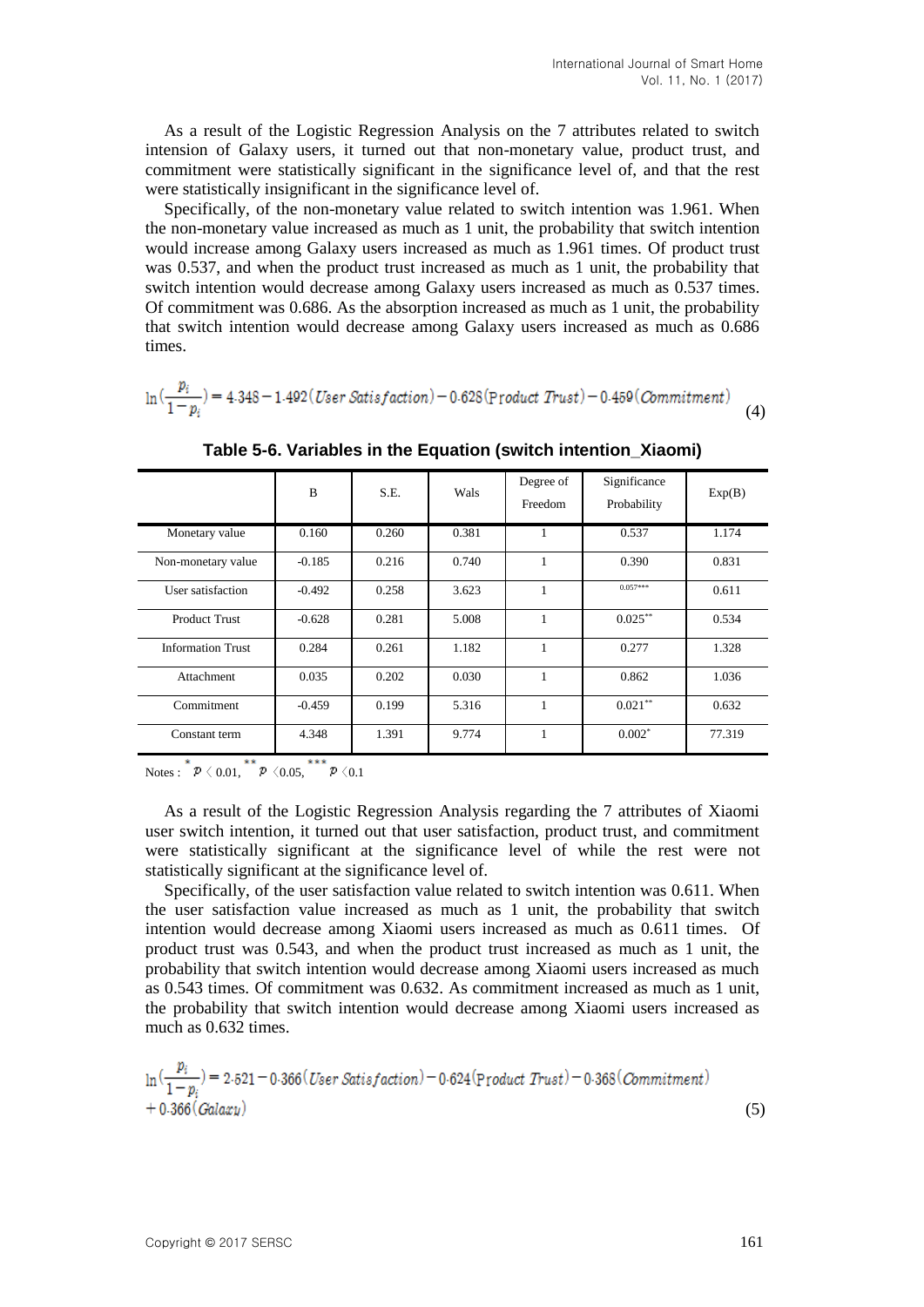As a result of the Logistic Regression Analysis on the 7 attributes related to switch intension of Galaxy users, it turned out that non-monetary value, product trust, and commitment were statistically significant in the significance level of, and that the rest were statistically insignificant in the significance level of.

Specifically, of the non-monetary value related to switch intention was 1.961. When the non-monetary value increased as much as 1 unit, the probability that switch intention would increase among Galaxy users increased as much as 1.961 times. Of product trust was 0.537, and when the product trust increased as much as 1 unit, the probability that switch intention would decrease among Galaxy users increased as much as 0.537 times. Of commitment was 0.686. As the absorption increased as much as 1 unit, the probability that switch intention would decrease among Galaxy users increased as much as 0.686 times.

$$\ln\left(\frac{p_i}{1-p_i}\right) = 4.348 - 1.492(\textit{User Satisfaction}) - 0.628(\text{Product } \textit{Trust}) - 0.459(\textit{Commitment}) \tag{4}$$

**Table 5-6. Variables in the Equation (switch intention_Xiaomi)**

| | B | S.E. | Wals | Degree of Freedom | Significance Probability | Exp(B) |
|---|---|---|---|---|---|---|
| Monetary value | 0.160 | 0.260 | 0.381 | 1 | 0.537 | 1.174 |
| Non-monetary value | -0.185 | 0.216 | 0.740 | 1 | 0.390 | 0.831 |
| User satisfaction | -0.492 | 0.258 | 3.623 | 1 | 0.057*** | 0.611 |
| Product Trust | -0.628 | 0.281 | 5.008 | 1 | 0.025** | 0.534 |
| Information Trust | 0.284 | 0.261 | 1.182 | 1 | 0.277 | 1.328 |
| Attachment | 0.035 | 0.202 | 0.030 | 1 | 0.862 | 1.036 |
| Commitment | -0.459 | 0.199 | 5.316 | 1 | 0.021** | 0.632 |
| Constant term | 4.348 | 1.391 | 9.774 | 1 | 0.002* | 77.319 |

Notes : * $p < 0.01$, ** $p < 0.05$, *** $p < 0.1$

As a result of the Logistic Regression Analysis regarding the 7 attributes of Xiaomi user switch intention, it turned out that user satisfaction, product trust, and commitment were statistically significant at the significance level of while the rest were not statistically significant at the significance level of.

Specifically, of the user satisfaction value related to switch intention was 0.611. When the user satisfaction value increased as much as 1 unit, the probability that switch intention would decrease among Xiaomi users increased as much as 0.611 times. Of product trust was 0.543, and when the product trust increased as much as 1 unit, the probability that switch intention would decrease among Xiaomi users increased as much as 0.543 times. Of commitment was 0.632. As commitment increased as much as 1 unit, the probability that switch intention would decrease among Xiaomi users increased as much as 0.632 times.

$$\ln\left(\frac{p_i}{1-p_i}\right) = 2.521 - 0.366(\textit{User Satisfaction}) - 0.624(\text{Product } \textit{Trust}) - 0.368(\textit{Commitment}) + 0.366(\textit{Galaxy}) \tag{5}$$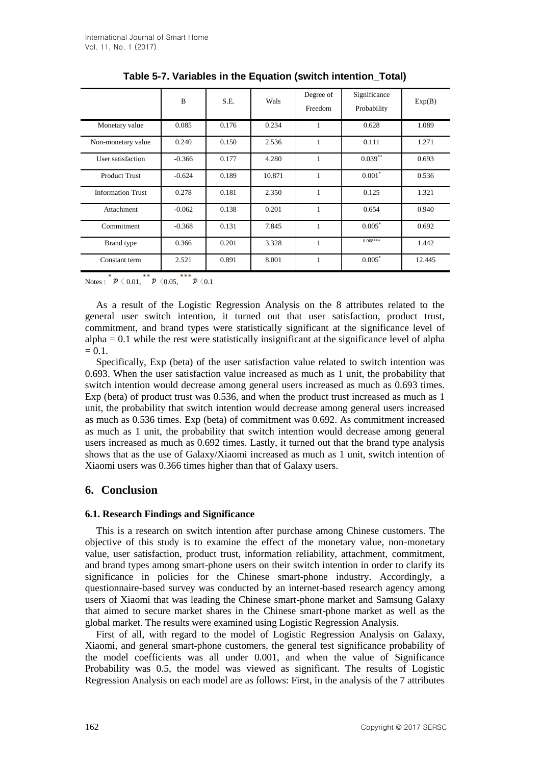**Table 5-7. Variables in the Equation (switch intention_Total)**

| | B | S.E. | Wals | Degree of Freedom | Significance Probability | Exp(B) |
|---|---|---|---|---|---|---|
| Monetary value | 0.085 | 0.176 | 0.234 | 1 | 0.628 | 1.089 |
| Non-monetary value | 0.240 | 0.150 | 2.536 | 1 | 0.111 | 1.271 |
| User satisfaction | -0.366 | 0.177 | 4.280 | 1 | 0.039** | 0.693 |
| Product Trust | -0.624 | 0.189 | 10.871 | 1 | 0.001* | 0.536 |
| Information Trust | 0.278 | 0.181 | 2.350 | 1 | 0.125 | 1.321 |
| Attachment | -0.062 | 0.138 | 0.201 | 1 | 0.654 | 0.940 |
| Commitment | -0.368 | 0.131 | 7.845 | 1 | 0.005* | 0.692 |
| Brand type | 0.366 | 0.201 | 3.328 | 1 | 0.068*** | 1.442 |
| Constant term | 2.521 | 0.891 | 8.001 | 1 | 0.005* | 12.445 |

Notes : * $p < 0.01$, ** $p < 0.05$, *** $p < 0.1$

As a result of the Logistic Regression Analysis on the 8 attributes related to the general user switch intention, it turned out that user satisfaction, product trust, commitment, and brand types were statistically significant at the significance level of alpha = 0.1 while the rest were statistically insignificant at the significance level of alpha = 0.1.

Specifically, Exp (beta) of the user satisfaction value related to switch intention was 0.693. When the user satisfaction value increased as much as 1 unit, the probability that switch intention would decrease among general users increased as much as 0.693 times. Exp (beta) of product trust was 0.536, and when the product trust increased as much as 1 unit, the probability that switch intention would decrease among general users increased as much as 0.536 times. Exp (beta) of commitment was 0.692. As commitment increased as much as 1 unit, the probability that switch intention would decrease among general users increased as much as 0.692 times. Lastly, it turned out that the brand type analysis shows that as the use of Galaxy/Xiaomi increased as much as 1 unit, switch intention of Xiaomi users was 0.366 times higher than that of Galaxy users.

## 6. Conclusion

### 6.1. Research Findings and Significance

This is a research on switch intention after purchase among Chinese customers. The objective of this study is to examine the effect of the monetary value, non-monetary value, user satisfaction, product trust, information reliability, attachment, commitment, and brand types among smart-phone users on their switch intention in order to clarify its significance in policies for the Chinese smart-phone industry. Accordingly, a questionnaire-based survey was conducted by an internet-based research agency among users of Xiaomi that was leading the Chinese smart-phone market and Samsung Galaxy that aimed to secure market shares in the Chinese smart-phone market as well as the global market. The results were examined using Logistic Regression Analysis.

First of all, with regard to the model of Logistic Regression Analysis on Galaxy, Xiaomi, and general smart-phone customers, the general test significance probability of the model coefficients was all under 0.001, and when the value of Significance Probability was 0.5, the model was viewed as significant. The results of Logistic Regression Analysis on each model are as follows: First, in the analysis of the 7 attributes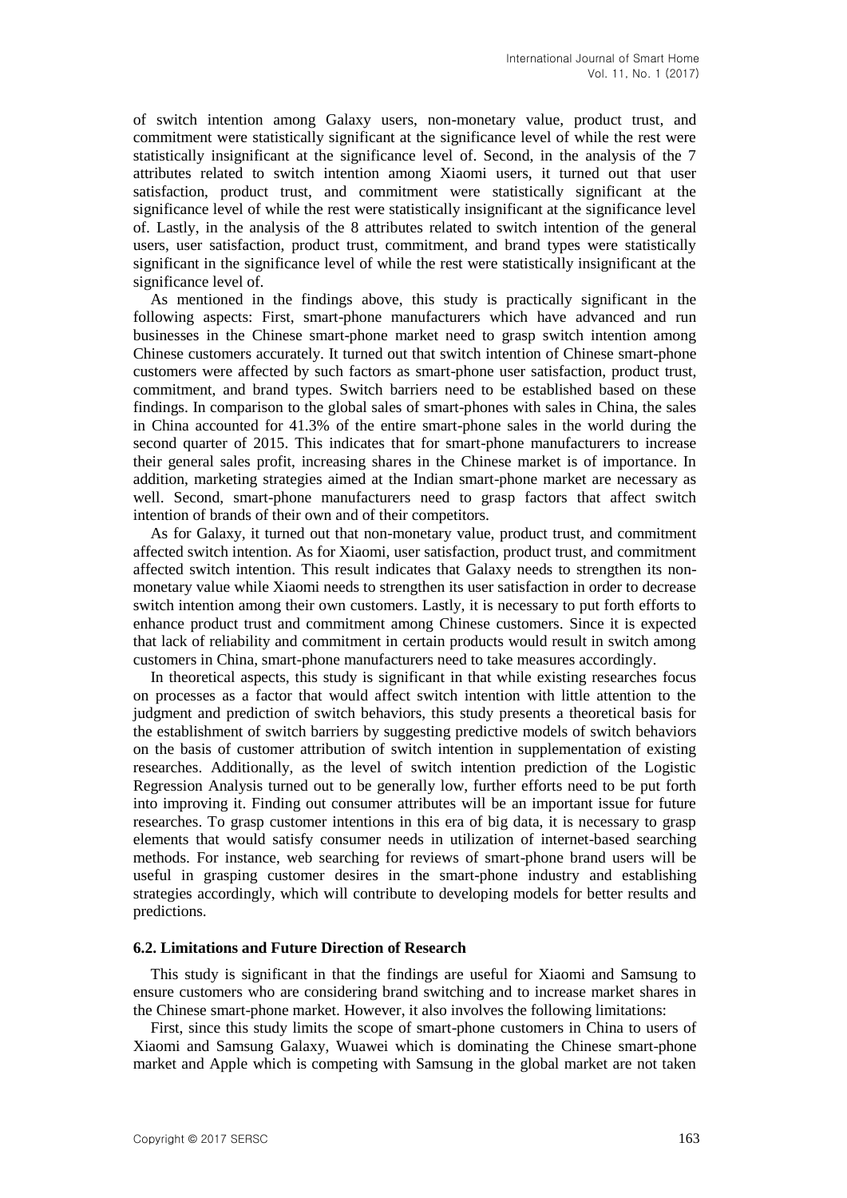of switch intention among Galaxy users, non-monetary value, product trust, and commitment were statistically significant at the significance level of while the rest were statistically insignificant at the significance level of. Second, in the analysis of the 7 attributes related to switch intention among Xiaomi users, it turned out that user satisfaction, product trust, and commitment were statistically significant at the significance level of while the rest were statistically insignificant at the significance level of. Lastly, in the analysis of the 8 attributes related to switch intention of the general users, user satisfaction, product trust, commitment, and brand types were statistically significant in the significance level of while the rest were statistically insignificant at the significance level of.

As mentioned in the findings above, this study is practically significant in the following aspects: First, smart-phone manufacturers which have advanced and run businesses in the Chinese smart-phone market need to grasp switch intention among Chinese customers accurately. It turned out that switch intention of Chinese smart-phone customers were affected by such factors as smart-phone user satisfaction, product trust, commitment, and brand types. Switch barriers need to be established based on these findings. In comparison to the global sales of smart-phones with sales in China, the sales in China accounted for 41.3% of the entire smart-phone sales in the world during the second quarter of 2015. This indicates that for smart-phone manufacturers to increase their general sales profit, increasing shares in the Chinese market is of importance. In addition, marketing strategies aimed at the Indian smart-phone market are necessary as well. Second, smart-phone manufacturers need to grasp factors that affect switch intention of brands of their own and of their competitors.

As for Galaxy, it turned out that non-monetary value, product trust, and commitment affected switch intention. As for Xiaomi, user satisfaction, product trust, and commitment affected switch intention. This result indicates that Galaxy needs to strengthen its non-monetary value while Xiaomi needs to strengthen its user satisfaction in order to decrease switch intention among their own customers. Lastly, it is necessary to put forth efforts to enhance product trust and commitment among Chinese customers. Since it is expected that lack of reliability and commitment in certain products would result in switch among customers in China, smart-phone manufacturers need to take measures accordingly.

In theoretical aspects, this study is significant in that while existing researches focus on processes as a factor that would affect switch intention with little attention to the judgment and prediction of switch behaviors, this study presents a theoretical basis for the establishment of switch barriers by suggesting predictive models of switch behaviors on the basis of customer attribution of switch intention in supplementation of existing researches. Additionally, as the level of switch intention prediction of the Logistic Regression Analysis turned out to be generally low, further efforts need to be put forth into improving it. Finding out consumer attributes will be an important issue for future researches. To grasp customer intentions in this era of big data, it is necessary to grasp elements that would satisfy consumer needs in utilization of internet-based searching methods. For instance, web searching for reviews of smart-phone brand users will be useful in grasping customer desires in the smart-phone industry and establishing strategies accordingly, which will contribute to developing models for better results and predictions.

### 6.2. Limitations and Future Direction of Research

This study is significant in that the findings are useful for Xiaomi and Samsung to ensure customers who are considering brand switching and to increase market shares in the Chinese smart-phone market. However, it also involves the following limitations:

First, since this study limits the scope of smart-phone customers in China to users of Xiaomi and Samsung Galaxy, Wuawei which is dominating the Chinese smart-phone market and Apple which is competing with Samsung in the global market are not taken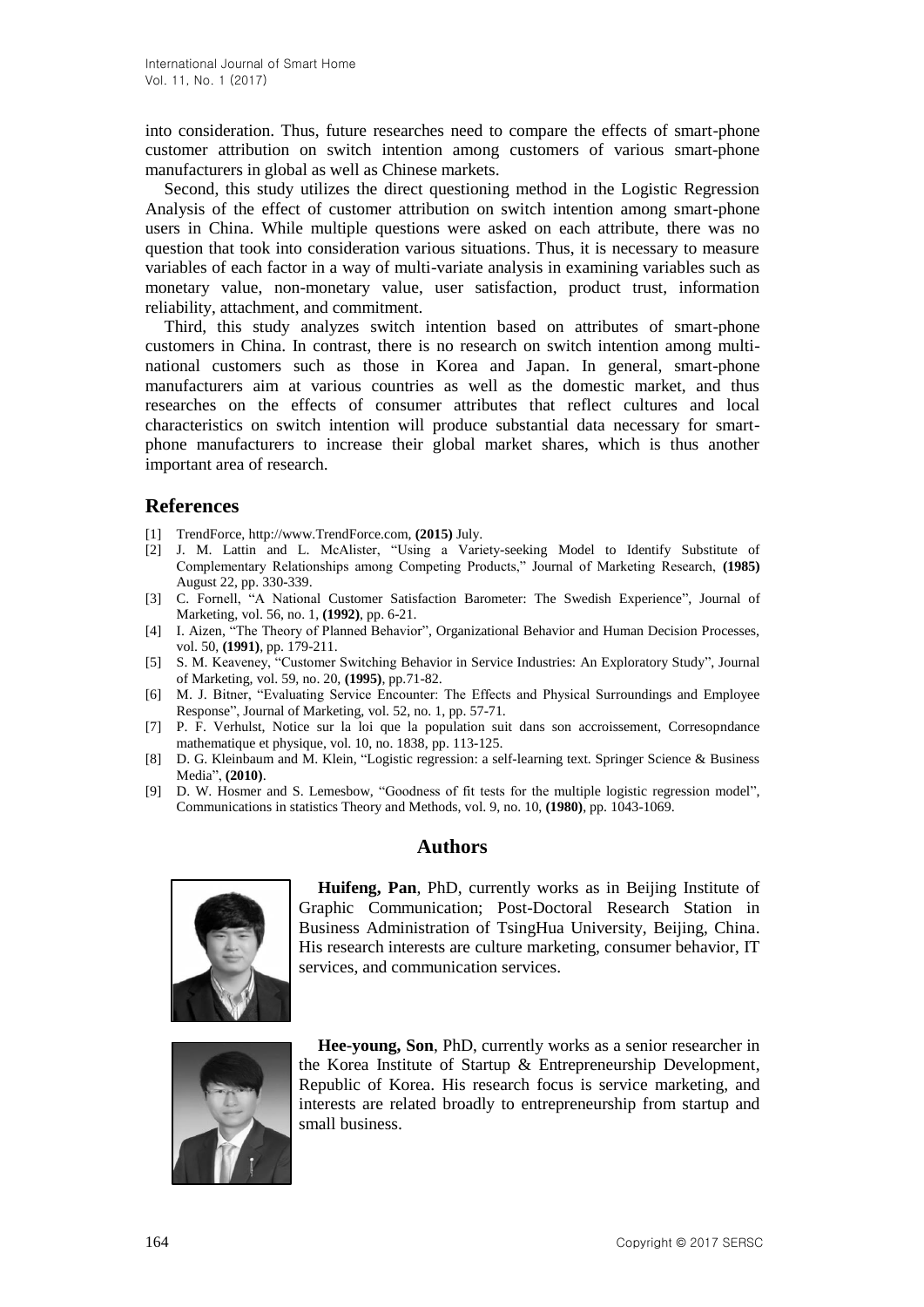into consideration. Thus, future researches need to compare the effects of smart-phone customer attribution on switch intention among customers of various smart-phone manufacturers in global as well as Chinese markets.

Second, this study utilizes the direct questioning method in the Logistic Regression Analysis of the effect of customer attribution on switch intention among smart-phone users in China. While multiple questions were asked on each attribute, there was no question that took into consideration various situations. Thus, it is necessary to measure variables of each factor in a way of multi-variate analysis in examining variables such as monetary value, non-monetary value, user satisfaction, product trust, information reliability, attachment, and commitment.

Third, this study analyzes switch intention based on attributes of smart-phone customers in China. In contrast, there is no research on switch intention among multi-national customers such as those in Korea and Japan. In general, smart-phone manufacturers aim at various countries as well as the domestic market, and thus researches on the effects of consumer attributes that reflect cultures and local characteristics on switch intention will produce substantial data necessary for smart-phone manufacturers to increase their global market shares, which is thus another important area of research.

## References

[1] TrendForce, http://www.TrendForce.com, **(2015)** July.

[2] J. M. Lattin and L. McAlister, "Using a Variety-seeking Model to Identify Substitute of Complementary Relationships among Competing Products," Journal of Marketing Research, **(1985)** August 22, pp. 330-339.

[3] C. Fornell, "A National Customer Satisfaction Barometer: The Swedish Experience", Journal of Marketing, vol. 56, no. 1, **(1992)**, pp. 6-21.

[4] I. Aizen, "The Theory of Planned Behavior", Organizational Behavior and Human Decision Processes, vol. 50, **(1991)**, pp. 179-211.

[5] S. M. Keaveney, "Customer Switching Behavior in Service Industries: An Exploratory Study", Journal of Marketing, vol. 59, no. 20, **(1995)**, pp.71-82.

[6] M. J. Bitner, "Evaluating Service Encounter: The Effects and Physical Surroundings and Employee Response", Journal of Marketing, vol. 52, no. 1, pp. 57-71.

[7] P. F. Verhulst, Notice sur la loi que la population suit dans son accroissement, Corresopndance mathematique et physique, vol. 10, no. 1838, pp. 113-125.

[8] D. G. Kleinbaum and M. Klein, "Logistic regression: a self-learning text. Springer Science & Business Media", **(2010)**.

[9] D. W. Hosmer and S. Lemesbow, "Goodness of fit tests for the multiple logistic regression model", Communications in statistics Theory and Methods, vol. 9, no. 10, **(1980)**, pp. 1043-1069.

## Authors

**Huifeng, Pan**, PhD, currently works as in Beijing Institute of Graphic Communication; Post-Doctoral Research Station in Business Administration of TsingHua University, Beijing, China. His research interests are culture marketing, consumer behavior, IT services, and communication services.

**Hee-young, Son**, PhD, currently works as a senior researcher in the Korea Institute of Startup & Entrepreneurship Development, Republic of Korea. His research focus is service marketing, and interests are related broadly to entrepreneurship from startup and small business.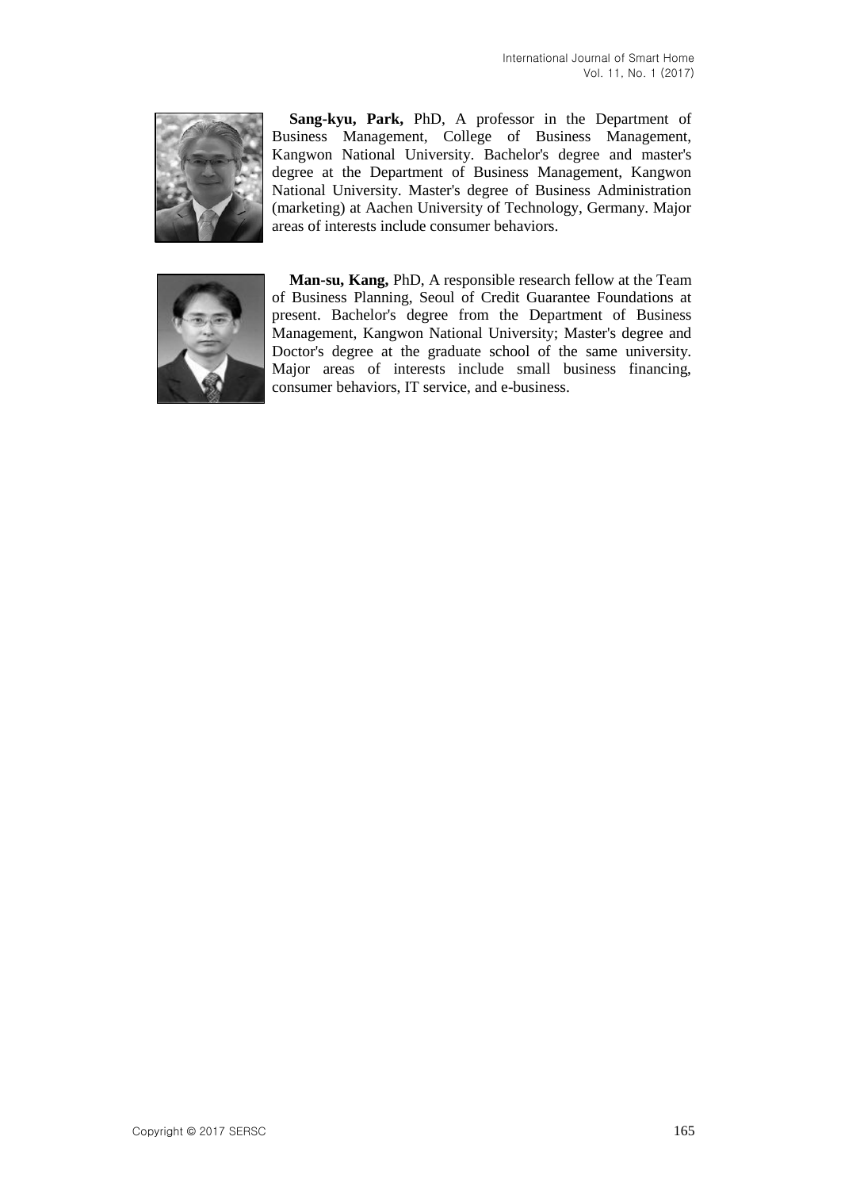**Sang-kyu, Park,** PhD, A professor in the Department of Business Management, College of Business Management, Kangwon National University. Bachelor's degree and master's degree at the Department of Business Management, Kangwon National University. Master's degree of Business Administration (marketing) at Aachen University of Technology, Germany. Major areas of interests include consumer behaviors.

**Man-su, Kang,** PhD, A responsible research fellow at the Team of Business Planning, Seoul of Credit Guarantee Foundations at present. Bachelor's degree from the Department of Business Management, Kangwon National University; Master's degree and Doctor's degree at the graduate school of the same university. Major areas of interests include small business financing, consumer behaviors, IT service, and e-business.